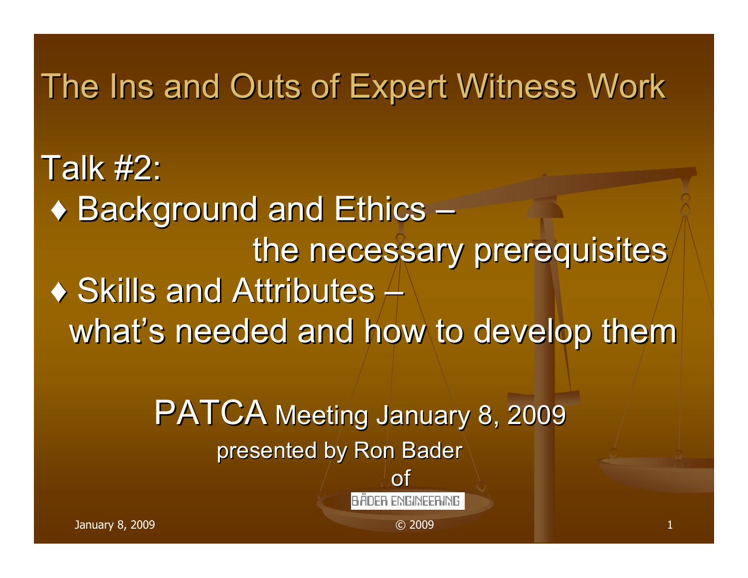# The Ins and Outs of Expert Witness Work

## Talk #2:

- ♦ Background and Ethics – the necessary prerequisites
- ♦ Skills and Attributes – what's needed and how to develop them

PATCA Meeting January 8, 2009

presented by Ron Bader

of

BÅDER ENGINEERING

© 2009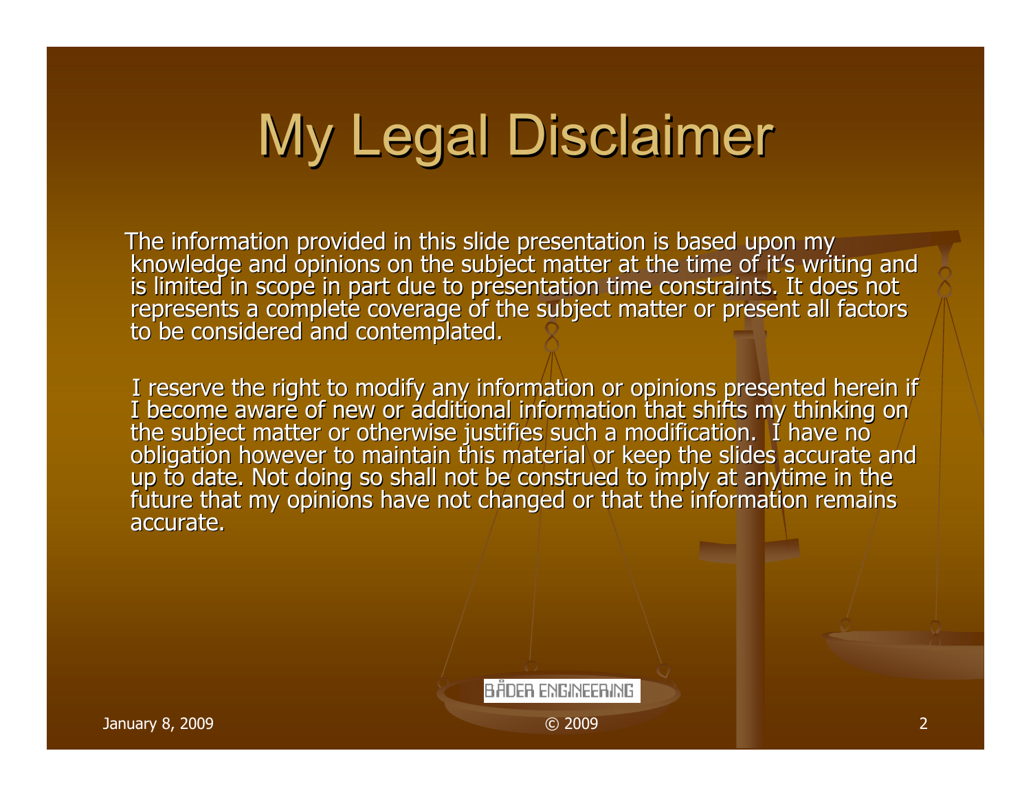# My Legal Disclaimer

The information provided in this slide presentation is based upon my knowledge and opinions on the subject matter at the time of it's writing and is limited in scope in part due to presentation time constraints. It does not represents a complete coverage of the subject matter or present all factors to be considered and contemplated.

I reserve the right to modify any information or opinions presented herein if I become aware of new or additional information that shifts my thinking on the subject matter or otherwise justifies such a modification. I have no obligation however to maintain this material or keep the slides accurate and up to date. Not doing so shall not be construed to imply at anytime in the future that my opinions have not changed or that the information remains accurate.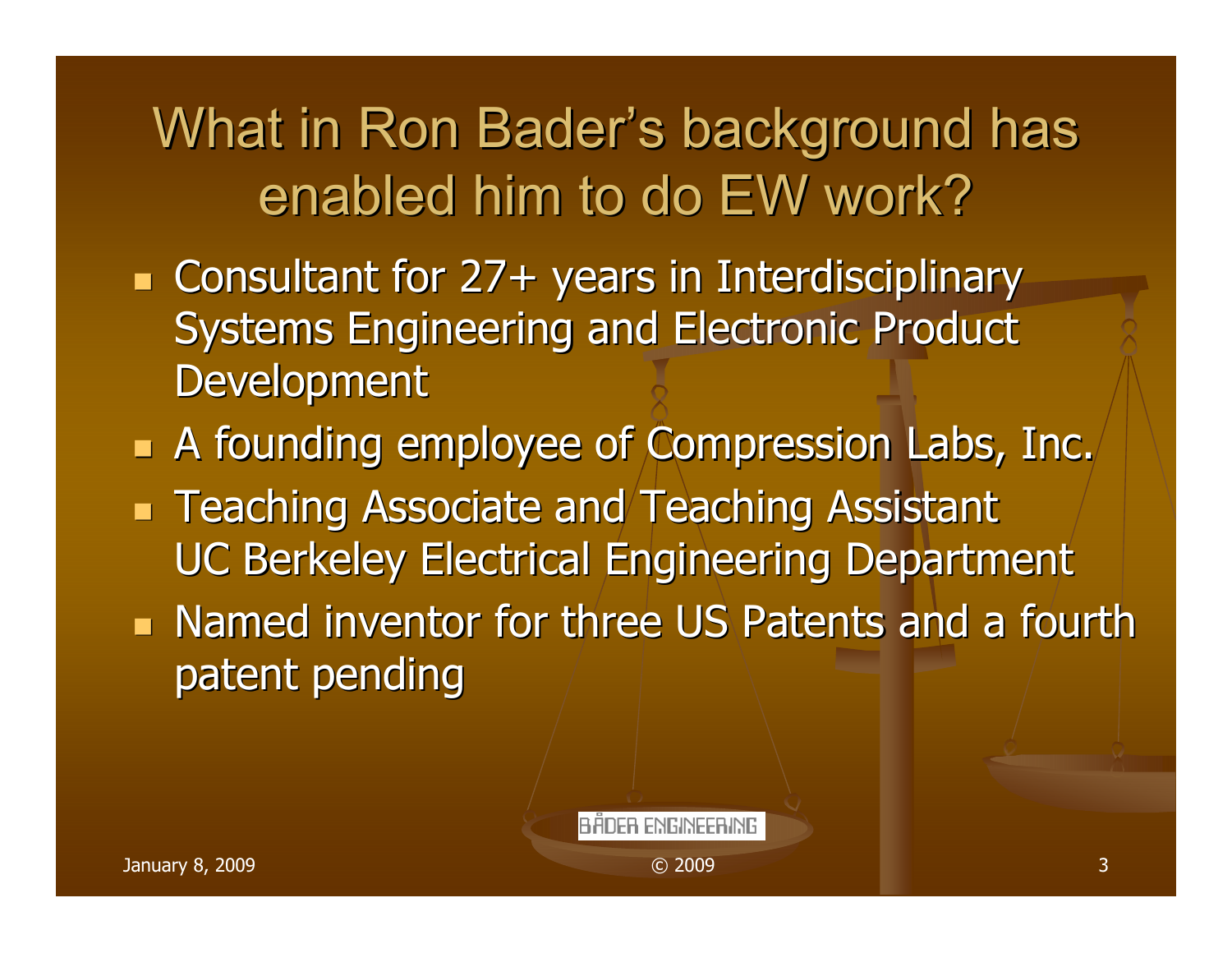# What in Ron Bader's background has enabled him to do EW work?

- Consultant for 27+ years in Interdisciplinary Systems Engineering and Electronic Product Development
- A founding employee of Compression Labs, Inc.
- Teaching Associate and Teaching Assistant UC Berkeley Electrical Engineering Department
- Named inventor for three US Patents and a fourth patent pending

BÅDER ENGINEERING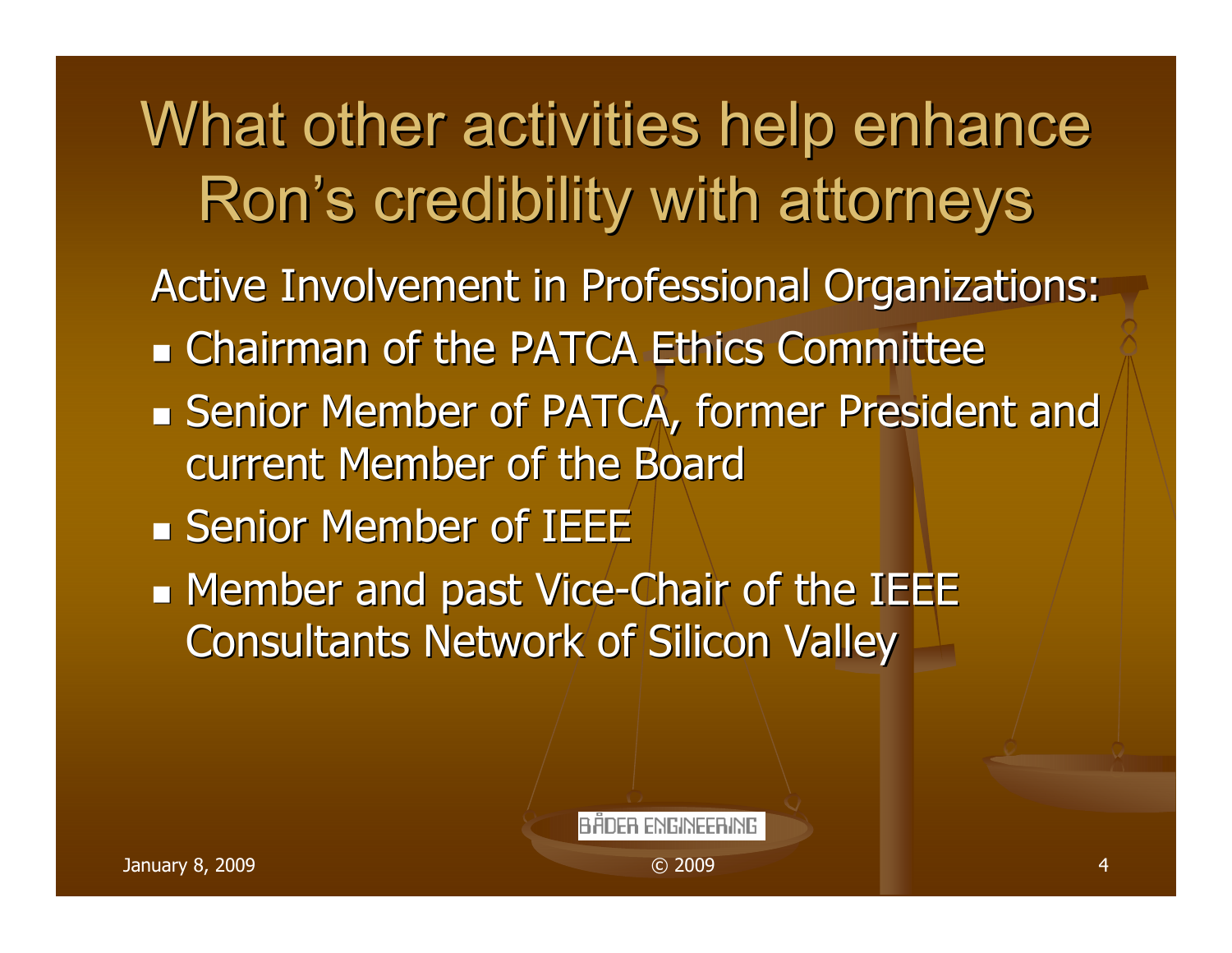# What other activities help enhance Ron's credibility with attorneys

Active Involvement in Professional Organizations:

- Chairman of the PATCA Ethics Committee
- Senior Member of PATCA, former President and current Member of the Board
- Senior Member of IEEE
- Member and past Vice-Chair of the IEEE Consultants Network of Silicon Valley

BÅDER ENGINEERING

January 8, 2009

© 2009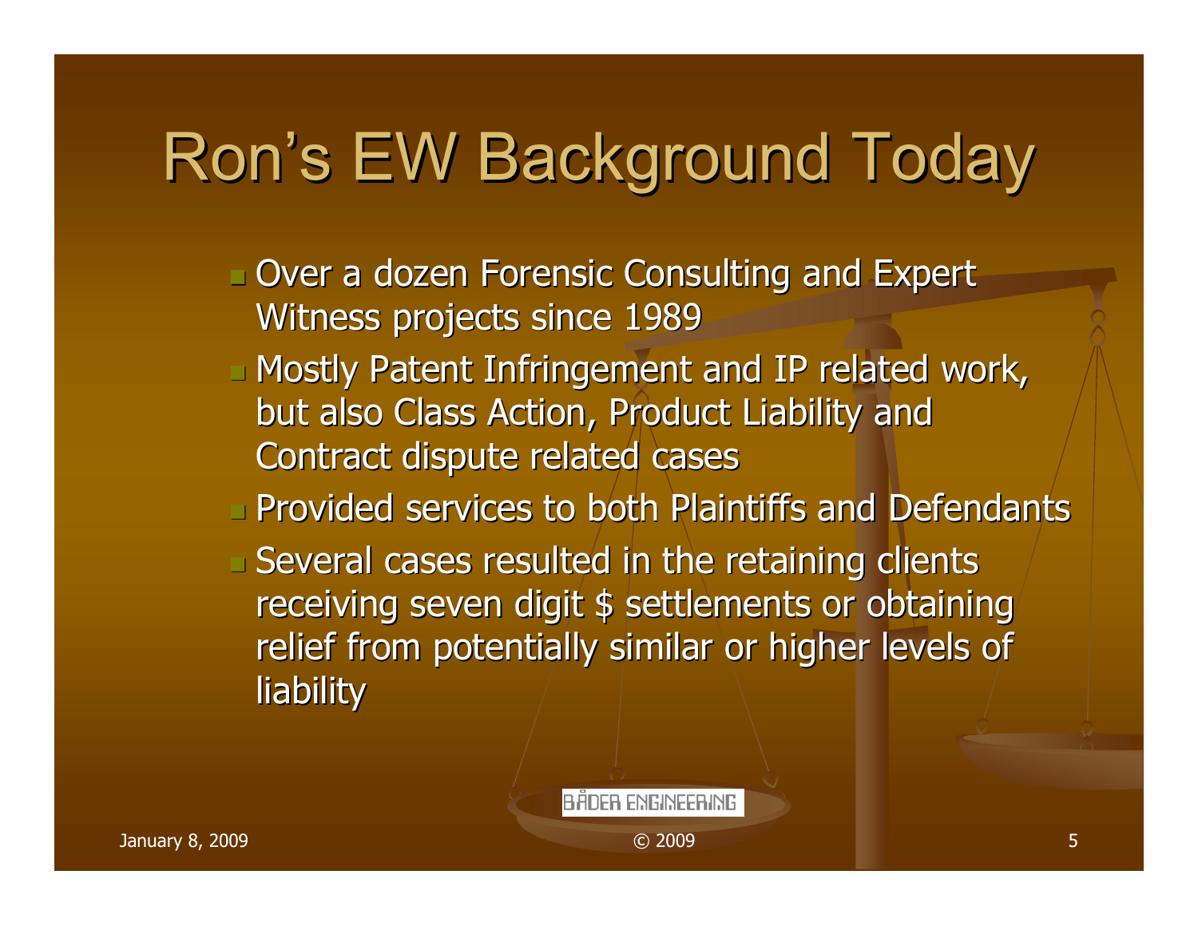# Ron's EW Background Today

- Over a dozen Forensic Consulting and Expert Witness projects since 1989
- Mostly Patent Infringement and IP related work, but also Class Action, Product Liability and Contract dispute related cases
- Provided services to both Plaintiffs and Defendants
- Several cases resulted in the retaining clients receiving seven digit $ settlements or obtaining relief from potentially similar or higher levels of liability

BÅDER ENGINEERING

January 8, 2009

© 2009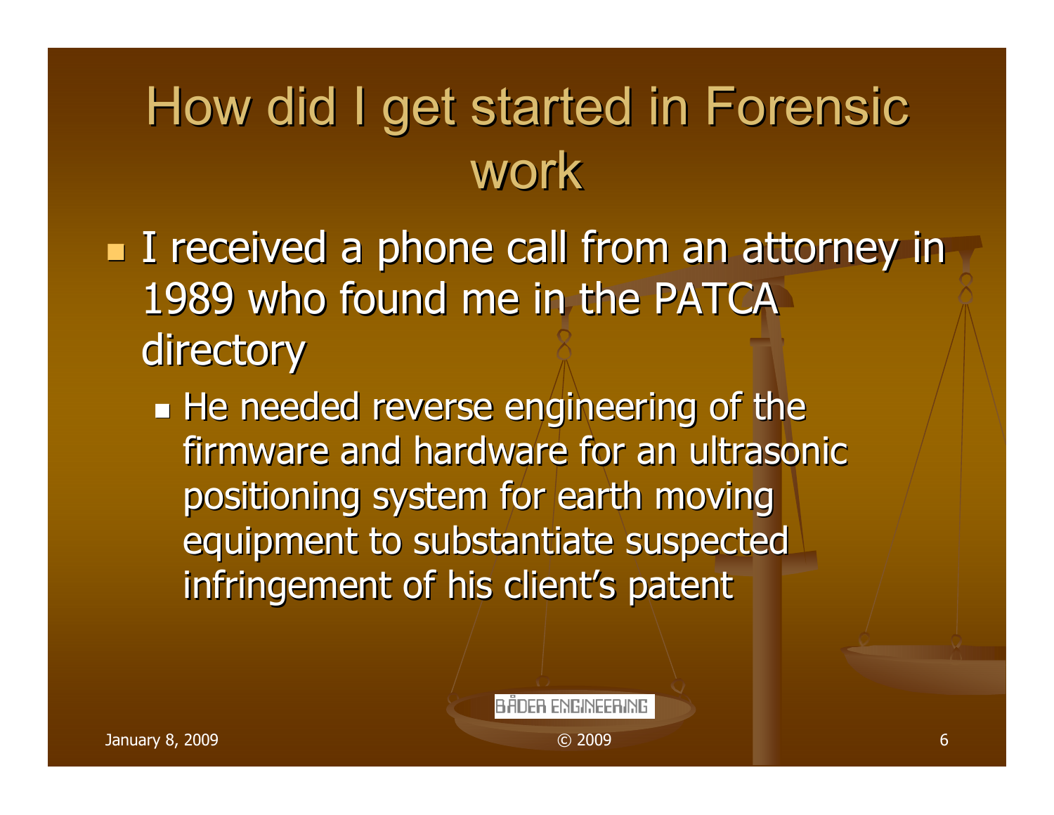# How did I get started in Forensic work

- I received a phone call from an attorney in 1989 who found me in the PATCA directory
  - He needed reverse engineering of the firmware and hardware for an ultrasonic positioning system for earth moving equipment to substantiate suspected infringement of his client's patent

BÅDER ENGINEERING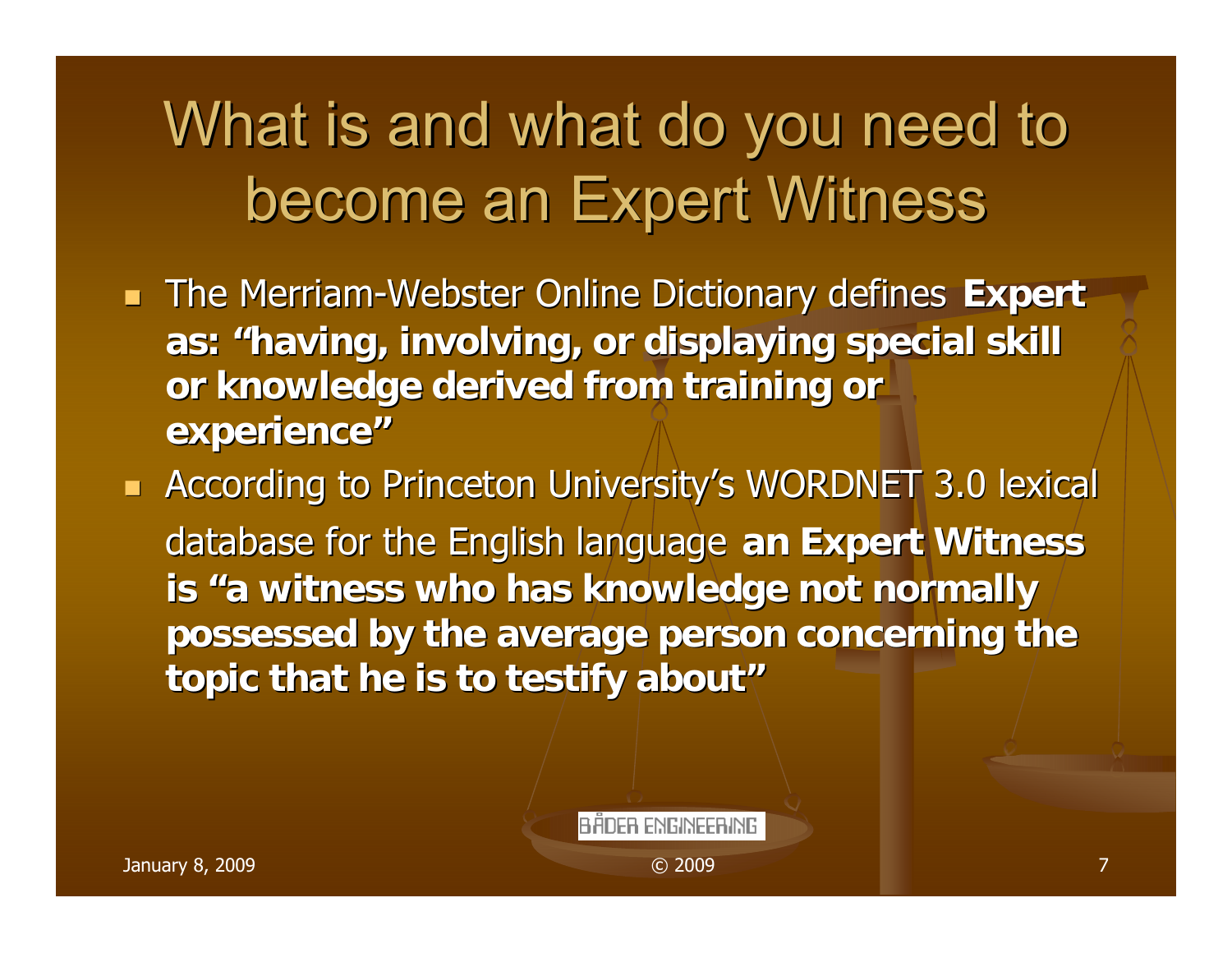# What is and what do you need to become an Expert Witness

- The Merriam-Webster Online Dictionary defines **Expert as: "having, involving, or displaying special skill or knowledge derived from training or experience"**
- According to Princeton University's WORDNET 3.0 lexical database for the English language **an Expert Witness is "a witness who has knowledge not normally possessed by the average person concerning the topic that he is to testify about"**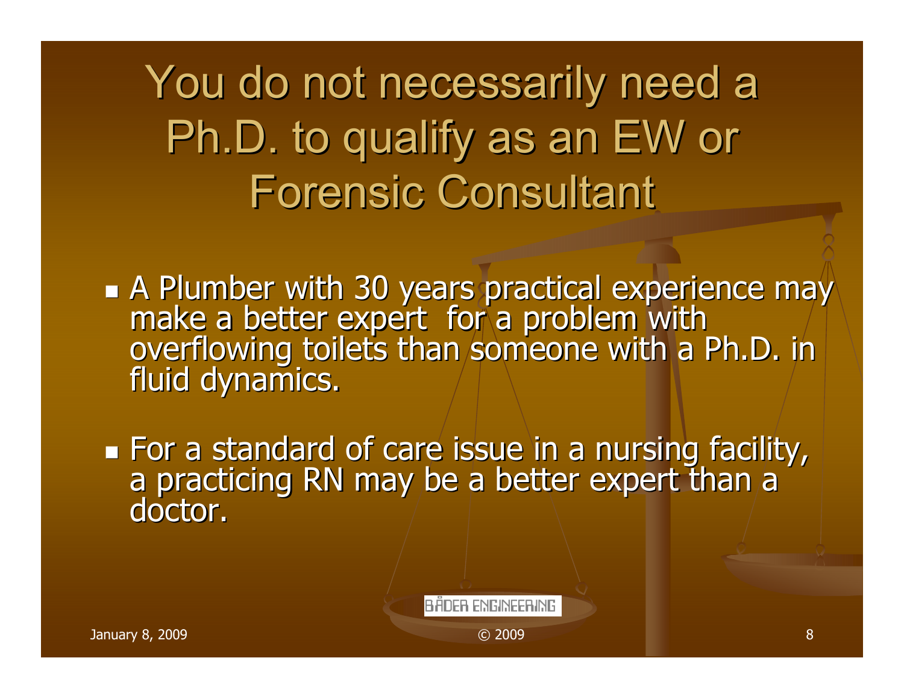# You do not necessarily need a Ph.D. to qualify as an EW or Forensic Consultant

- A Plumber with 30 years practical experience may make a better expert for a problem with overflowing toilets than someone with a Ph.D. in fluid dynamics.
- For a standard of care issue in a nursing facility, a practicing RN may be a better expert than a doctor.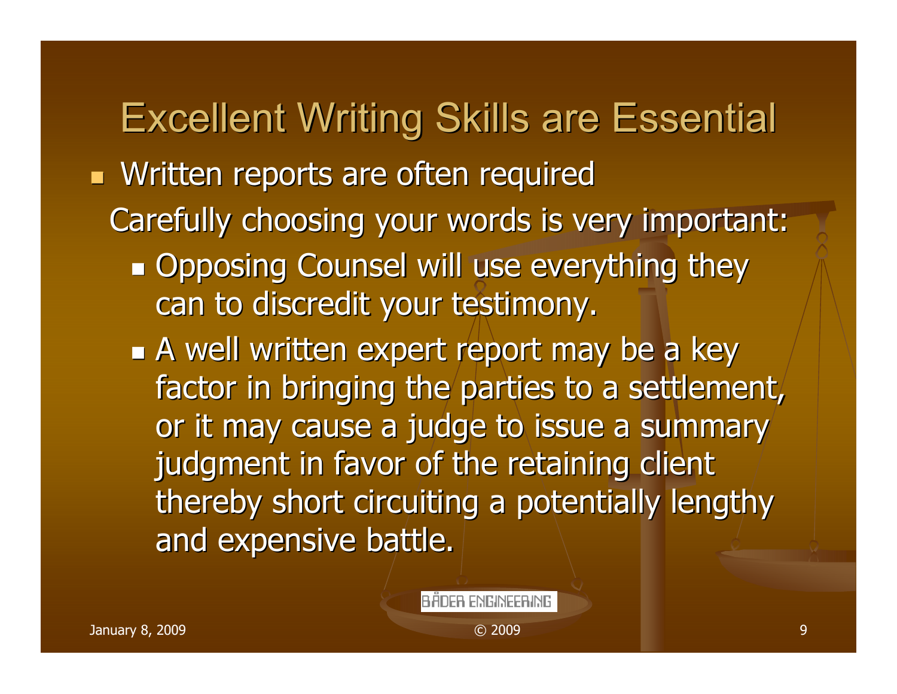# Excellent Writing Skills are Essential

- Written reports are often required

Carefully choosing your words is very important:

  - Opposing Counsel will use everything they can to discredit your testimony.
  - A well written expert report may be a key factor in bringing the parties to a settlement, or it may cause a judge to issue a summary judgment in favor of the retaining client thereby short circuiting a potentially lengthy and expensive battle.

BÅDER ENGINEERING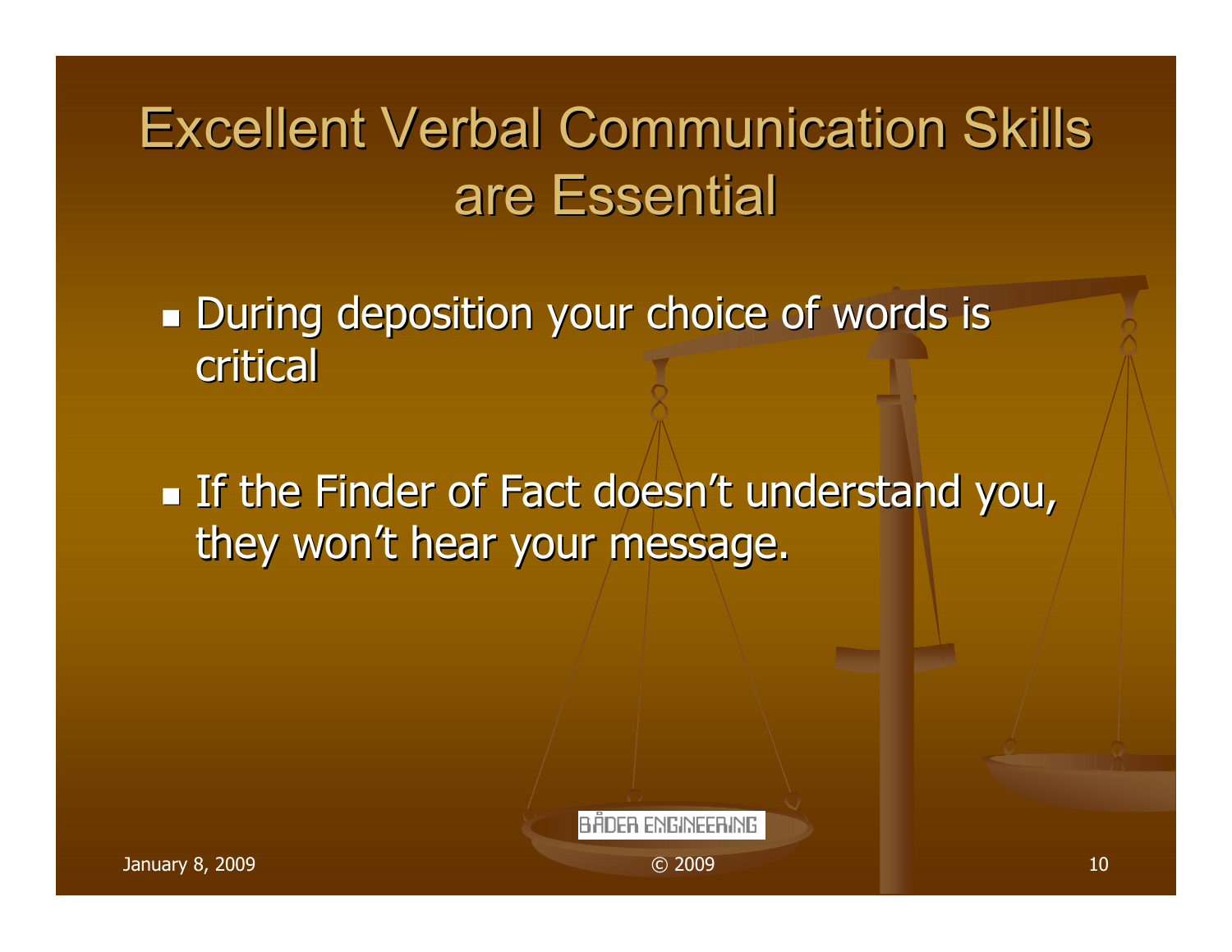# Excellent Verbal Communication Skills are Essential

- During deposition your choice of words is critical

- If the Finder of Fact doesn't understand you, they won't hear your message.

BÅDER ENGINEERING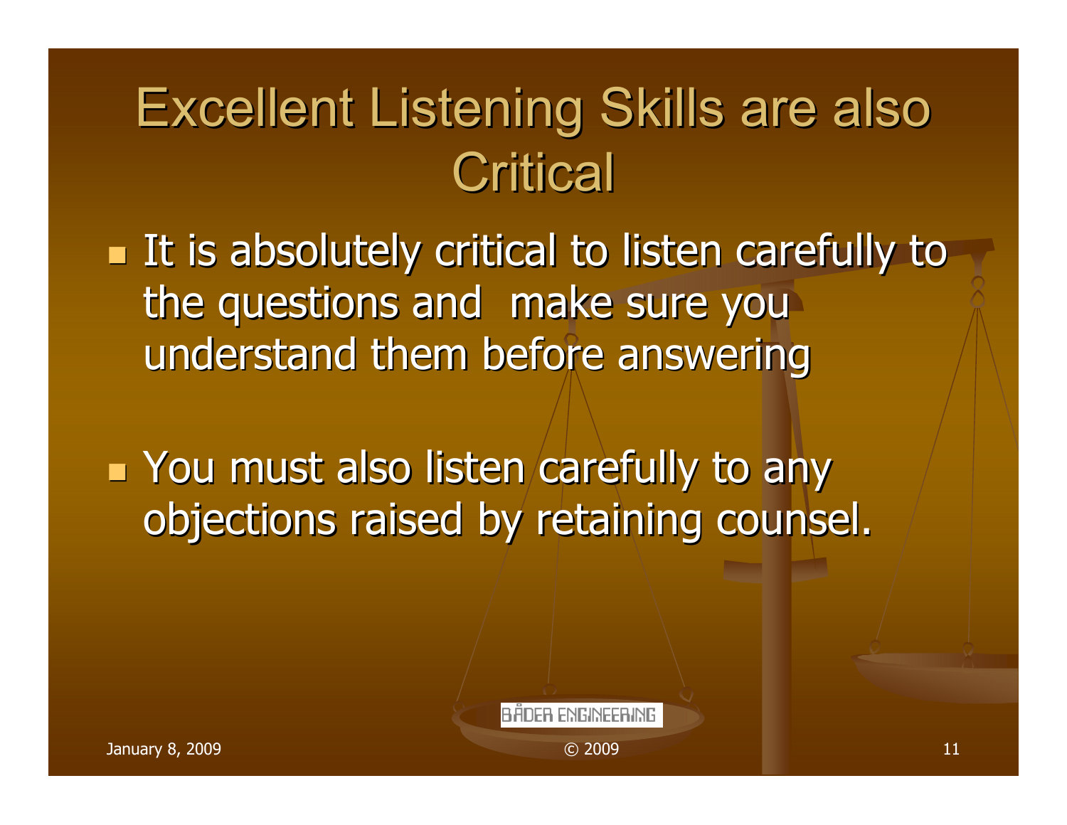# Excellent Listening Skills are also Critical

- It is absolutely critical to listen carefully to the questions and make sure you understand them before answering

- You must also listen carefully to any objections raised by retaining counsel.

BÅDER ENGINEERING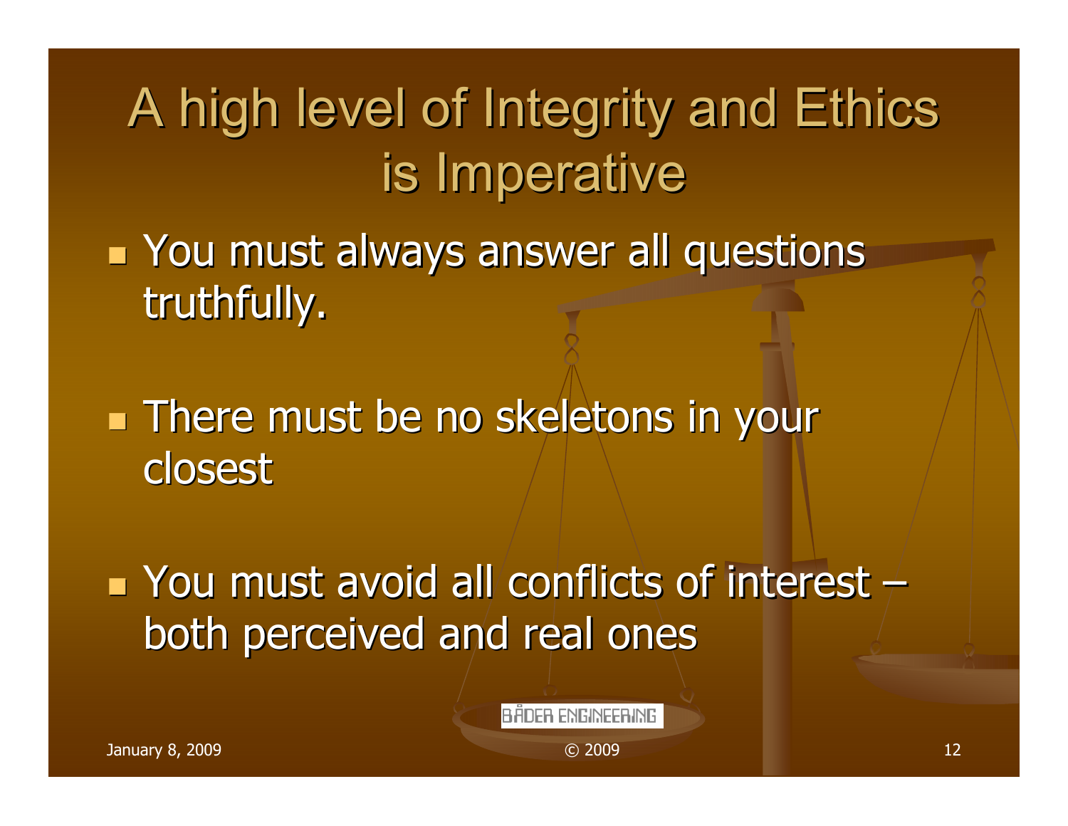# A high level of Integrity and Ethics is Imperative

- You must always answer all questions truthfully.
- There must be no skeletons in your closest
- You must avoid all conflicts of interest – both perceived and real ones

BÅDER ENGINEERING

January 8, 2009 © 2009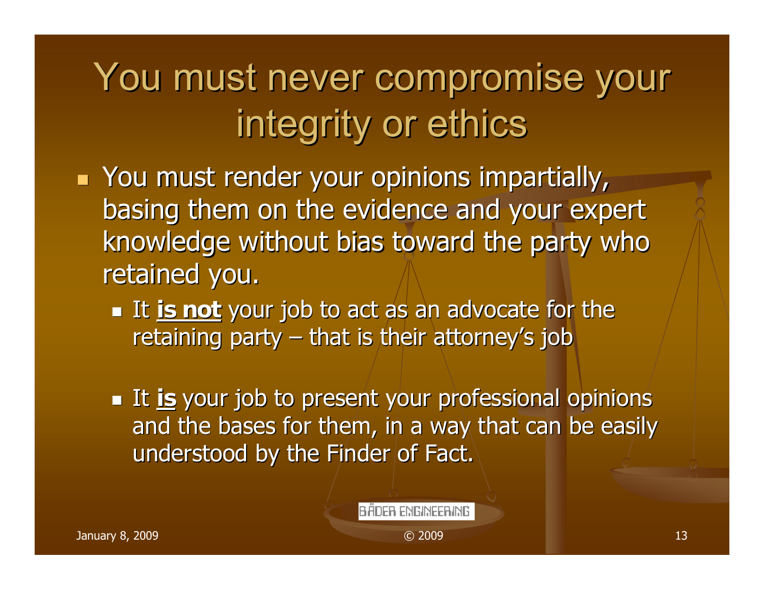# You must never compromise your integrity or ethics

- You must render your opinions impartially, basing them on the evidence and your expert knowledge without bias toward the party who retained you.
  - It **<u>is not</u>** your job to act as an advocate for the retaining party – that is their attorney's job
  - It **<u>is</u>** your job to present your professional opinions and the bases for them, in a way that can be easily understood by the Finder of Fact.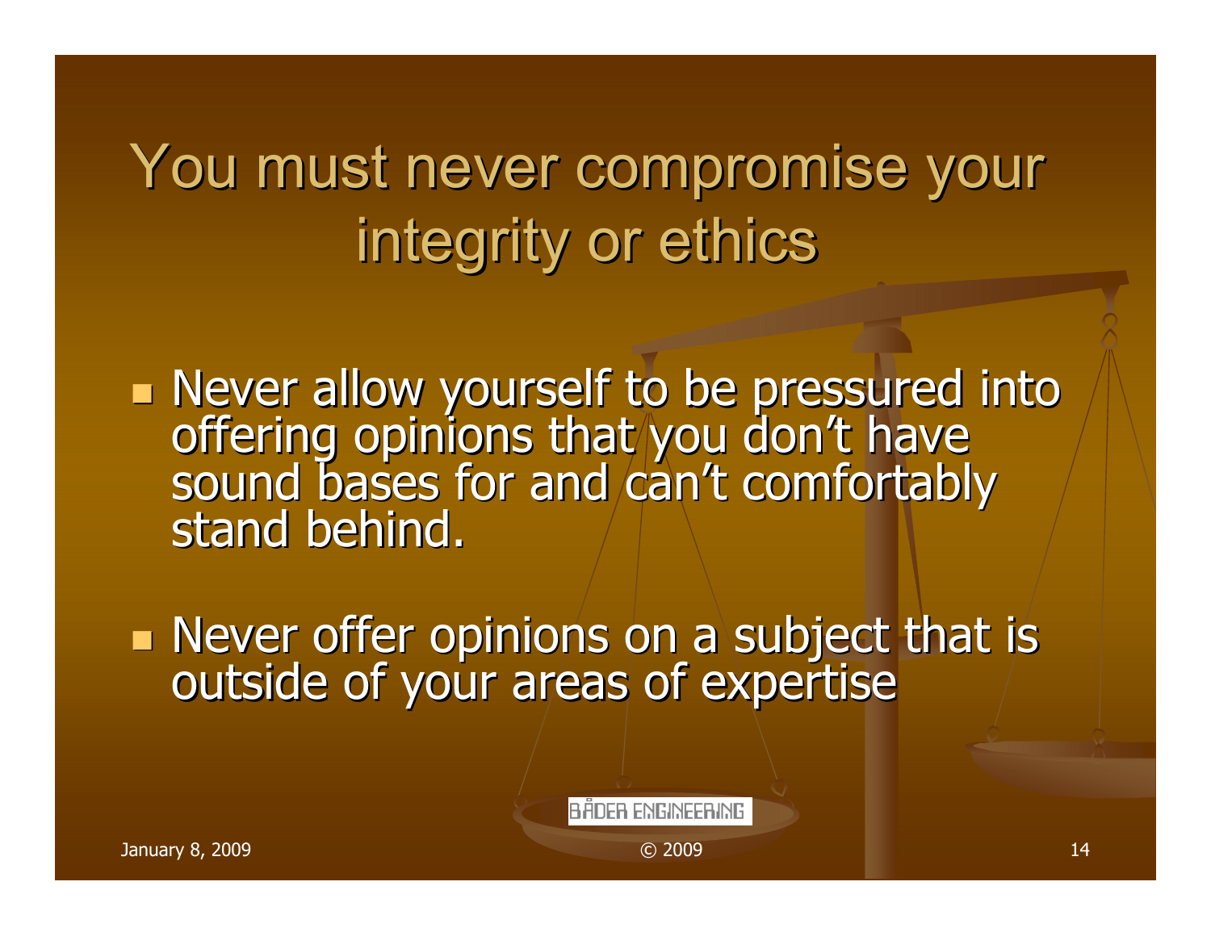# You must never compromise your integrity or ethics

- Never allow yourself to be pressured into offering opinions that you don't have sound bases for and can't comfortably stand behind.
- Never offer opinions on a subject that is outside of your areas of expertise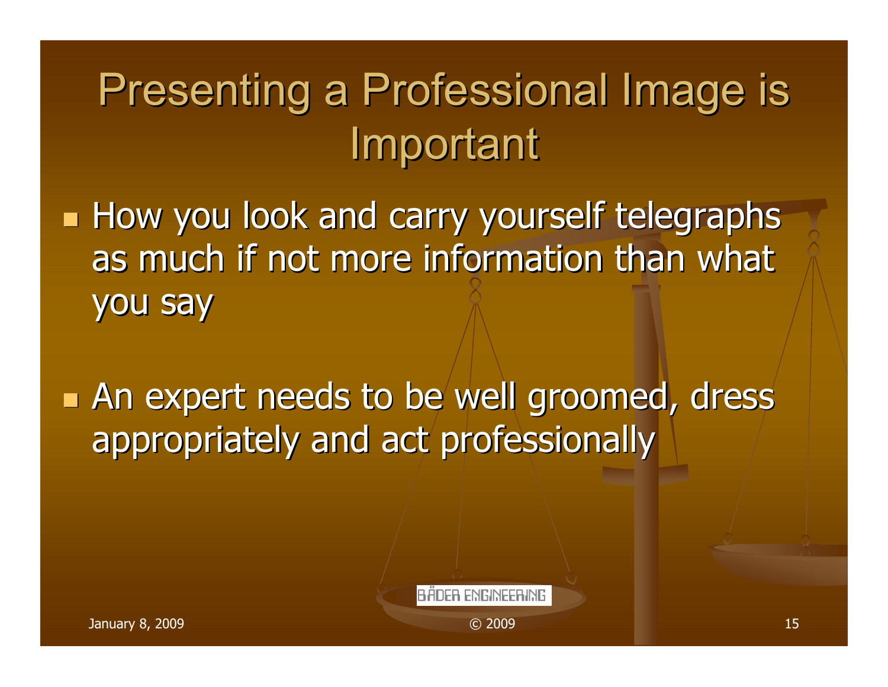# Presenting a Professional Image is Important

- How you look and carry yourself telegraphs as much if not more information than what you say

- An expert needs to be well groomed, dress appropriately and act professionally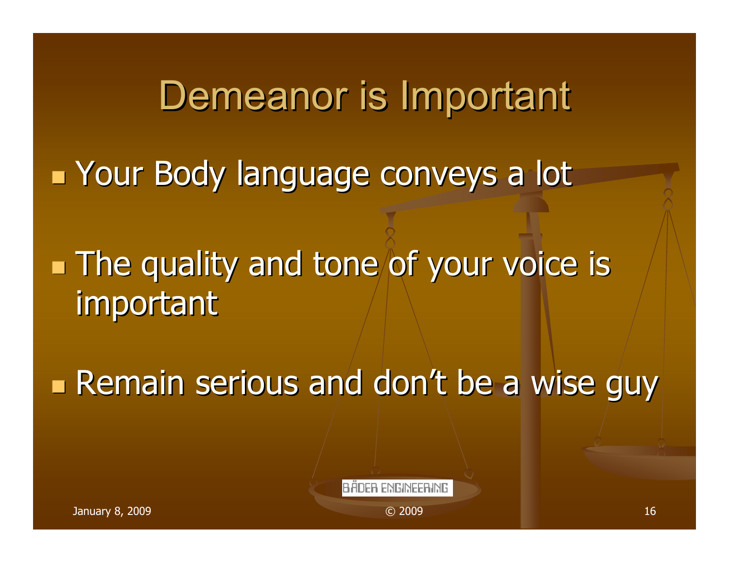# Demeanor is Important

- Your Body language conveys a lot
- The quality and tone of your voice is important
- Remain serious and don't be a wise guy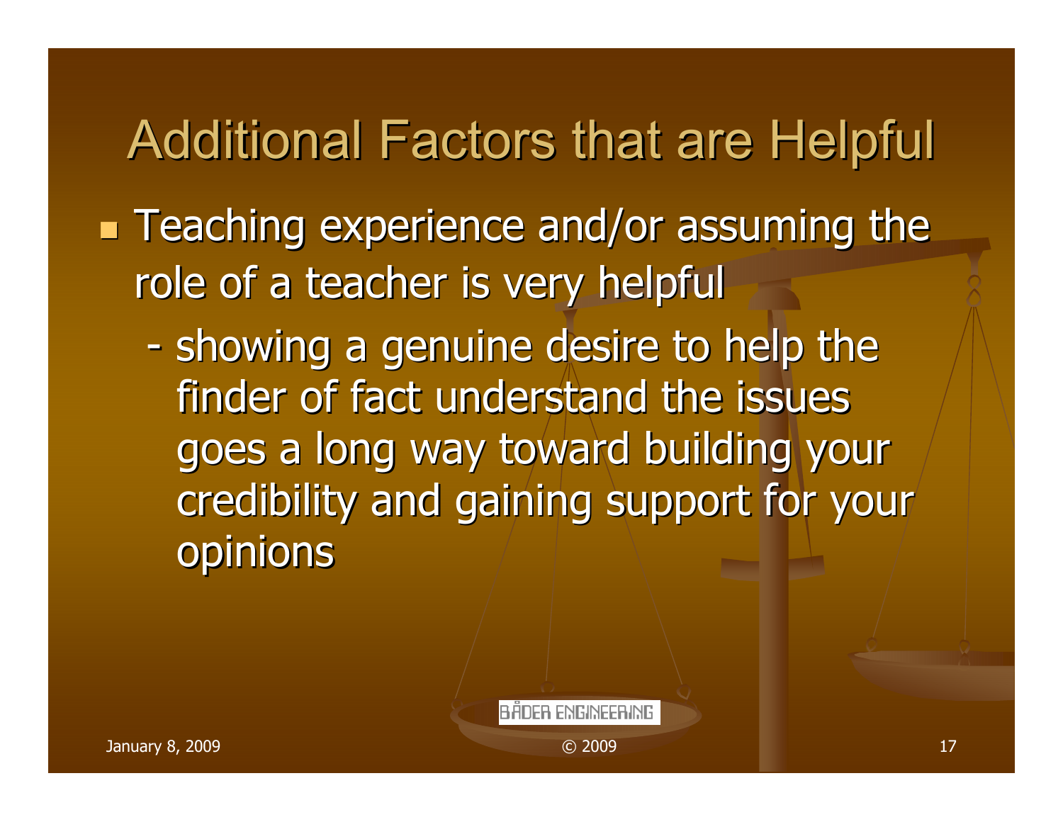# Additional Factors that are Helpful

- Teaching experience and/or assuming the role of a teacher is very helpful
  - showing a genuine desire to help the finder of fact understand the issues goes a long way toward building your credibility and gaining support for your opinions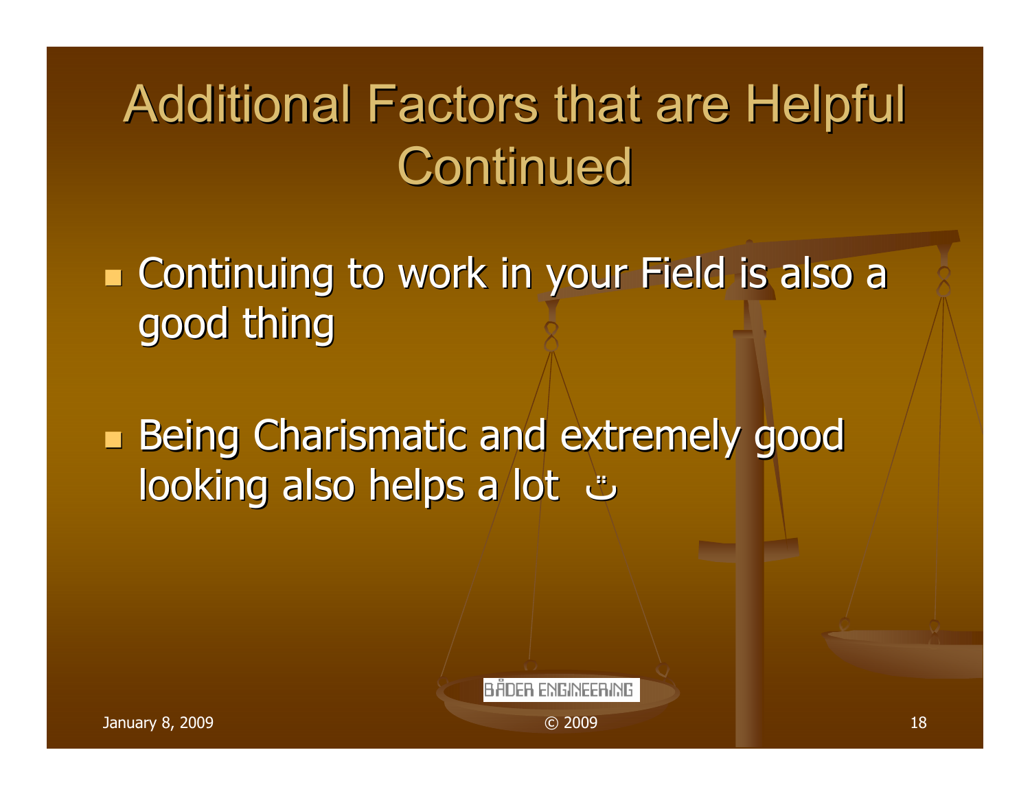# Additional Factors that are Helpful Continued

- Continuing to work in your Field is also a good thing

- Being Charismatic and extremely good looking also helps a lot ☺

BÅDER ENGINEERING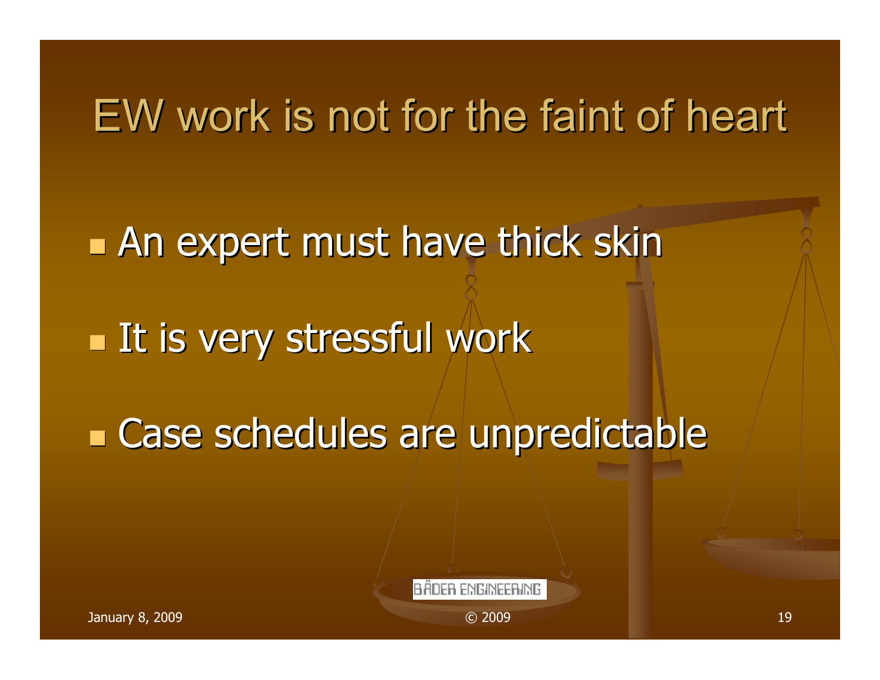# EW work is not for the faint of heart

- An expert must have thick skin
- It is very stressful work
- Case schedules are unpredictable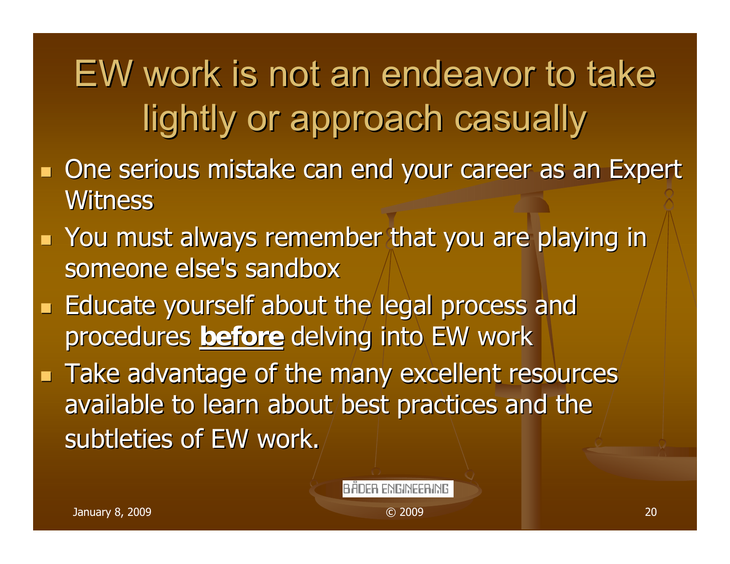# EW work is not an endeavor to take lightly or approach casually

- One serious mistake can end your career as an Expert Witness
- You must always remember that you are playing in someone else's sandbox
- Educate yourself about the legal process and procedures **<u>before</u>** delving into EW work
- Take advantage of the many excellent resources available to learn about best practices and the subtleties of EW work.

BADER ENGINEERING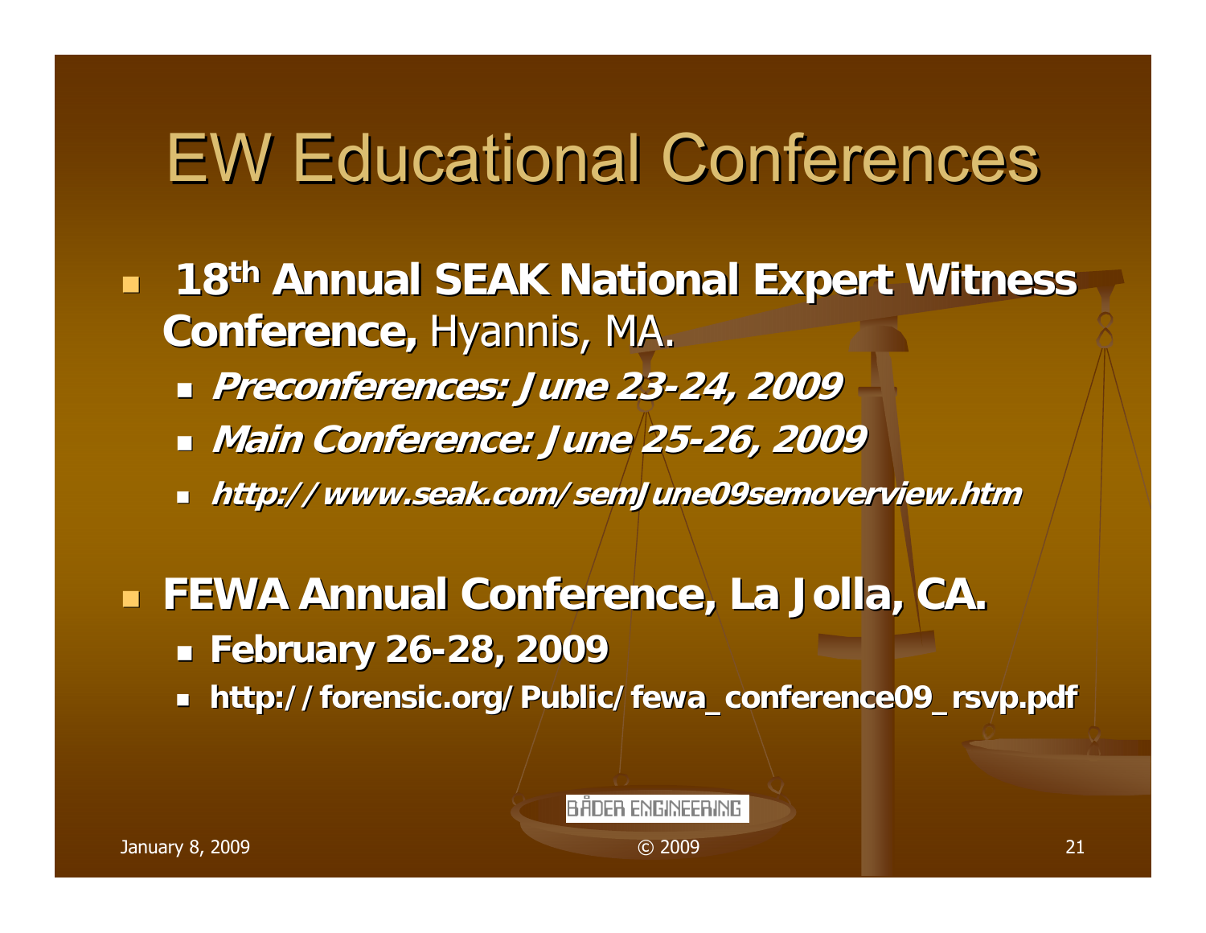# EW Educational Conferences

- **18th Annual SEAK National Expert Witness Conference,** Hyannis, MA.
  - ***Preconferences: June 23-24, 2009***
  - ***Main Conference: June 25-26, 2009***
  - ***http://www.seak.com/semJune09semoverview.htm***
- **FEWA Annual Conference, La Jolla, CA.**
  - **February 26-28, 2009**
  - **http://forensic.org/Public/fewa_conference09_rsvp.pdf**

BÅDER ENGINEERING

January 8, 2009 © 2009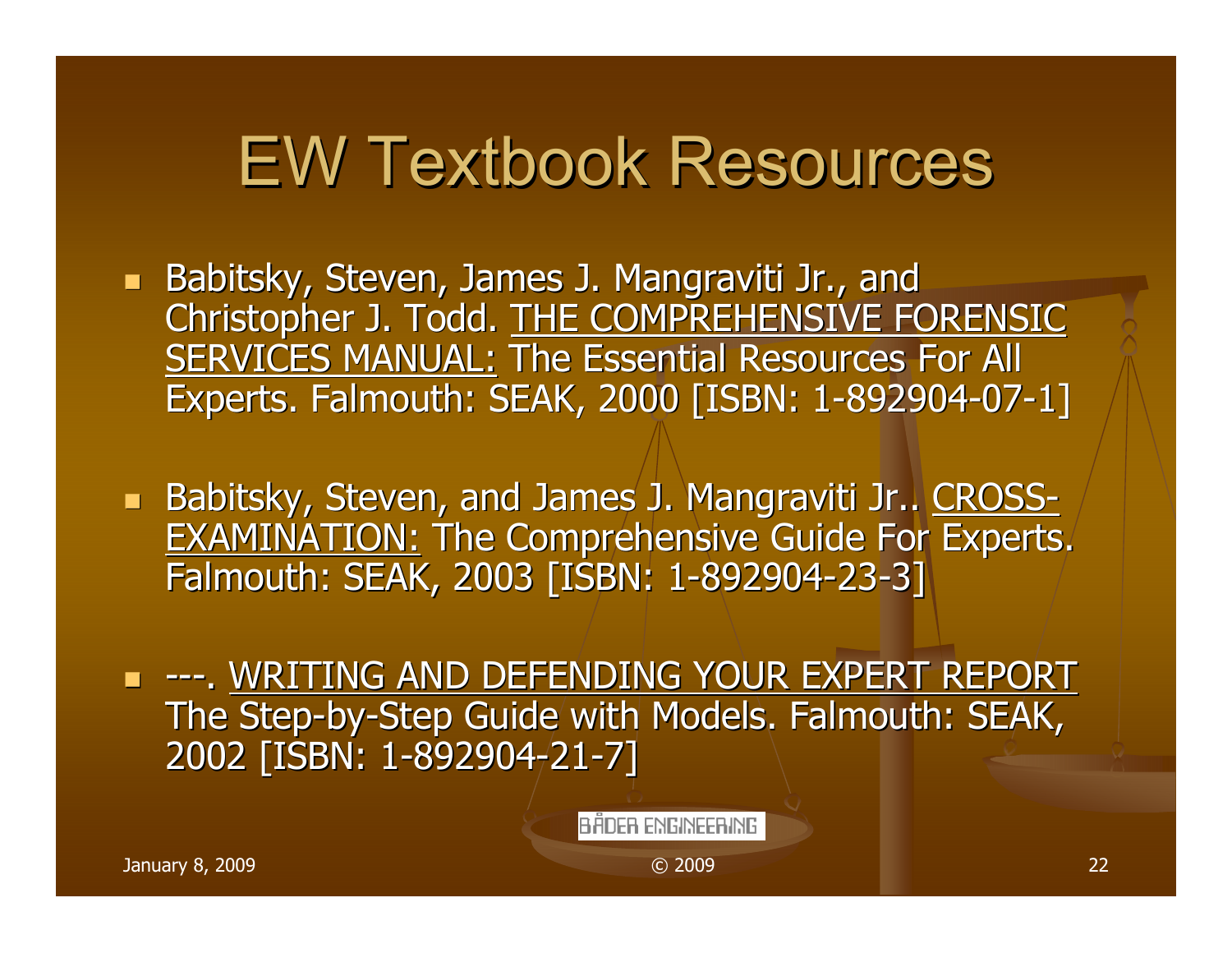# EW Textbook Resources

- Babitsky, Steven, James J. Mangraviti Jr., and Christopher J. Todd. <u>THE COMPREHENSIVE FORENSIC SERVICES MANUAL:</u> The Essential Resources For All Experts. Falmouth: SEAK, 2000 [ISBN: 1-892904-07-1]

- Babitsky, Steven, and James J. Mangraviti Jr.. <u>CROSS-EXAMINATION:</u> The Comprehensive Guide For Experts. Falmouth: SEAK, 2003 [ISBN: 1-892904-23-3]

- ---. <u>WRITING AND DEFENDING YOUR EXPERT REPORT</u> The Step-by-Step Guide with Models. Falmouth: SEAK, 2002 [ISBN: 1-892904-21-7]

BÅDER ENGINEERING

January 8, 2009 © 2009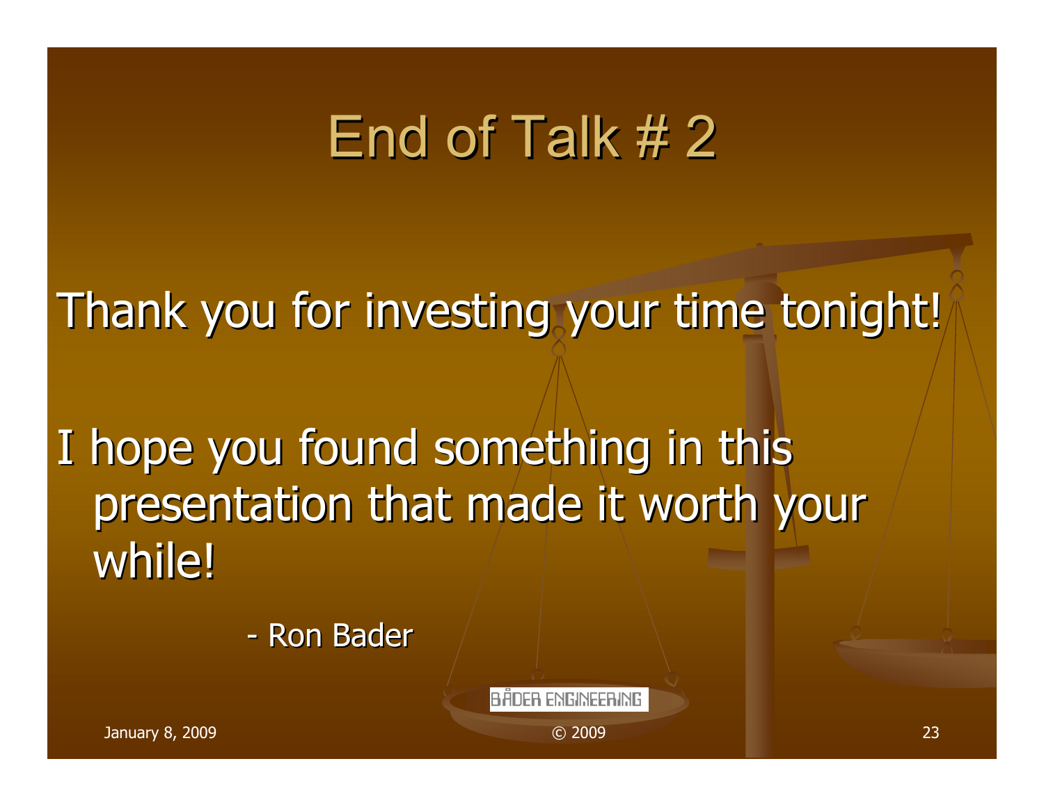# End of Talk # 2

Thank you for investing your time tonight!

I hope you found something in this presentation that made it worth your while!

- Ron Bader

BÅDER ENGINEERING

January 8, 2009

© 2009